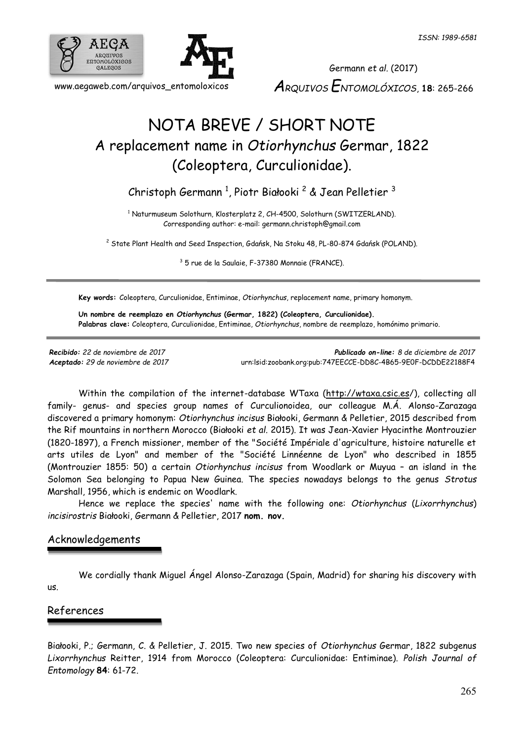# NOTA BREVE / SHORT NOTE

## A replacement name in *Otiorhynchus* Germar, 1822 (Coleoptera, Curculionidae).

Christoph Germann [1], Piotr Białooki [2] & Jean Pelletier [3]

[1] Naturmuseum Solothurn, Klosterplatz 2, CH-4500, Solothurn (SWITZERLAND). Corresponding author: e-mail: germann.christoph@gmail.com

[2] State Plant Health and Seed Inspection, Gdańsk, Na Stoku 48, PL-80-874 Gdańsk (POLAND).

[3] 5 rue de la Saulaie, F-37380 Monnaie (FRANCE).

**Key words:** Coleoptera, Curculionidae, Entiminae, *Otiorhynchus*, replacement name, primary homonym.

**Un nombre de reemplazo en *Otiorhynchus* (Germar, 1822) (Coleoptera, Curculionidae).**
**Palabras clave:** Coleoptera, Curculionidae, Entiminae, *Otiorhynchus*, nombre de reemplazo, homónimo primario.

***Recibido:*** *22 de noviembre de 2017*
***Aceptado:*** *29 de noviembre de 2017*
***Publicado on-line:*** *8 de diciembre de 2017*
urn:lsid:zoobank.org:pub:747EECCE-DD8C-4B65-9E0F-DCDDE22188F4

Within the compilation of the internet-database WTaxa (http://wtaxa.csic.es/), collecting all family- genus- and species group names of Curculionoidea, our colleague M.Á. Alonso-Zarazaga discovered a primary homonym: *Otiorhynchus incisus* Białooki, Germann & Pelletier, 2015 described from the Rif mountains in northern Morocco (Białooki *et al.* 2015). It was Jean-Xavier Hyacinthe Montrouzier (1820-1897), a French missioner, member of the "Société Impériale d'agriculture, histoire naturelle et arts utiles de Lyon" and member of the "Société Linnéenne de Lyon" who described in 1855 (Montrouzier 1855: 50) a certain *Otiorhynchus incisus* from Woodlark or Muyua – an island in the Solomon Sea belonging to Papua New Guinea. The species nowadays belongs to the genus *Strotus* Marshall, 1956, which is endemic on Woodlark.

Hence we replace the species' name with the following one: *Otiorhynchus* (*Lixorrhynchus*) *incisirostris* Białooki, Germann & Pelletier, 2017 **nom. nov.**

## Acknowledgements

We cordially thank Miguel Ángel Alonso-Zarazaga (Spain, Madrid) for sharing his discovery with us.

## References

Białooki, P.; Germann, C. & Pelletier, J. 2015. Two new species of *Otiorhynchus* Germar, 1822 subgenus *Lixorrhynchus* Reitter, 1914 from Morocco (Coleoptera: Curculionidae: Entiminae). *Polish Journal of Entomology* **84**: 61-72.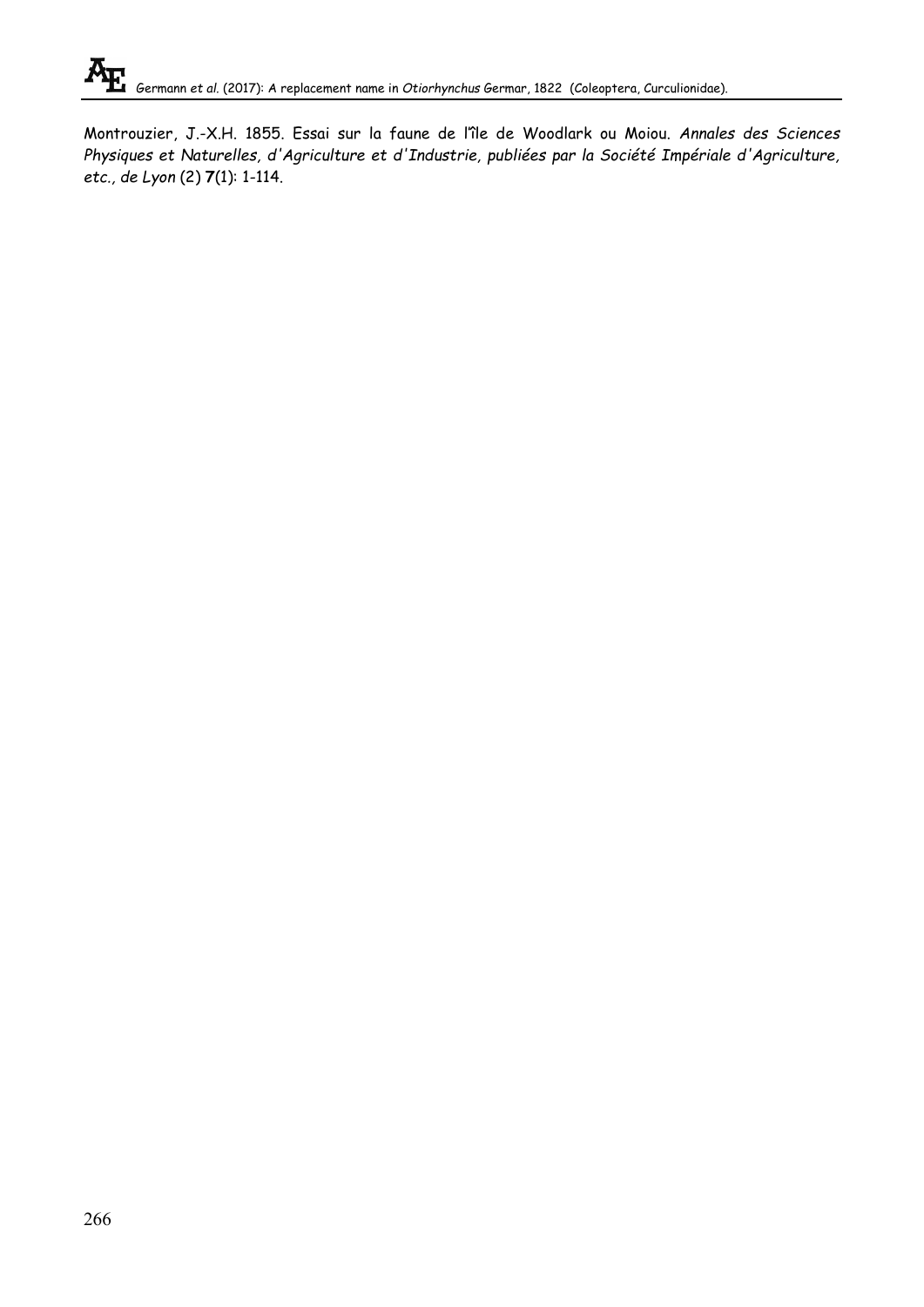Montrouzier, J.-X.H. 1855. Essai sur la faune de l'île de Woodlark ou Moiou. *Annales des Sciences Physiques et Naturelles, d'Agriculture et d'Industrie, publiées par la Société Impériale d'Agriculture, etc., de Lyon* (2) **7**(1): 1-114.